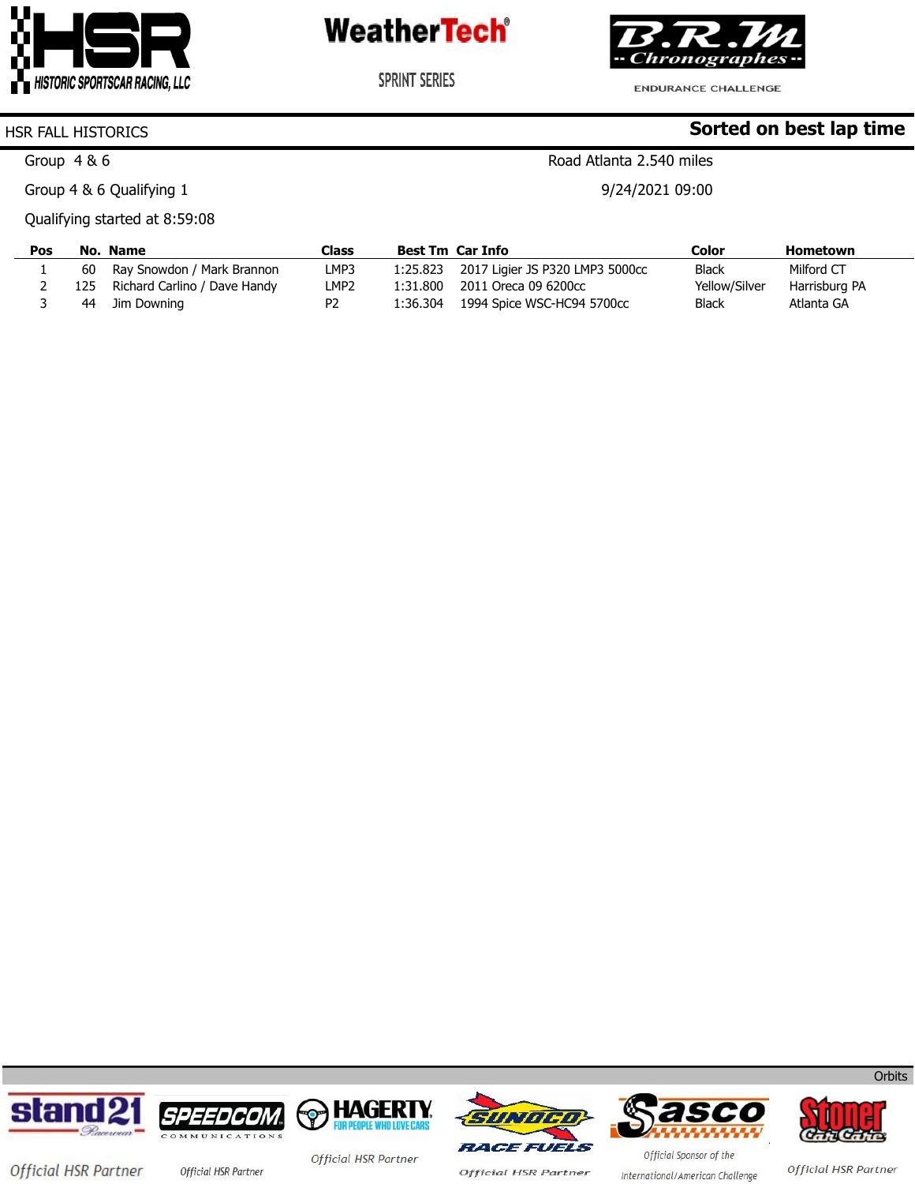HSR – HISTORIC SPORTSCAR RACING, LLC

WeatherTech SPRINT SERIES

B.R.M Chronographes ENDURANCE CHALLENGE

HSR FALL HISTORICS

**Sorted on best lap time**

Group 4 & 6

Road Atlanta 2.540 miles

Group 4 & 6 Qualifying 1

9/24/2021 09:00

Qualifying started at 8:59:08

| Pos | No. | Name | Class | Best Tm | Car Info | Color | Hometown |
|---|---|---|---|---|---|---|---|
| 1 | 60 | Ray Snowdon / Mark Brannon | LMP3 | 1:25.823 | 2017 Ligier JS P320 LMP3 5000cc | Black | Milford CT |
| 2 | 125 | Richard Carlino / Dave Handy | LMP2 | 1:31.800 | 2011 Oreca 09 6200cc | Yellow/Silver | Harrisburg PA |
| 3 | 44 | Jim Downing | P2 | 1:36.304 | 1994 Spice WSC-HC94 5700cc | Black | Atlanta GA |

Orbits

stand21 Racewear – Official HSR Partner

SPEEDCOM Communications – Official HSR Partner

HAGERTY FOR PEOPLE WHO LOVE CARS – Official HSR Partner

SUNOCO RACE FUELS – Official HSR Partner

Sasco – Official Sponsor of the International/American Challenge

Stoner Car Care – Official HSR Partner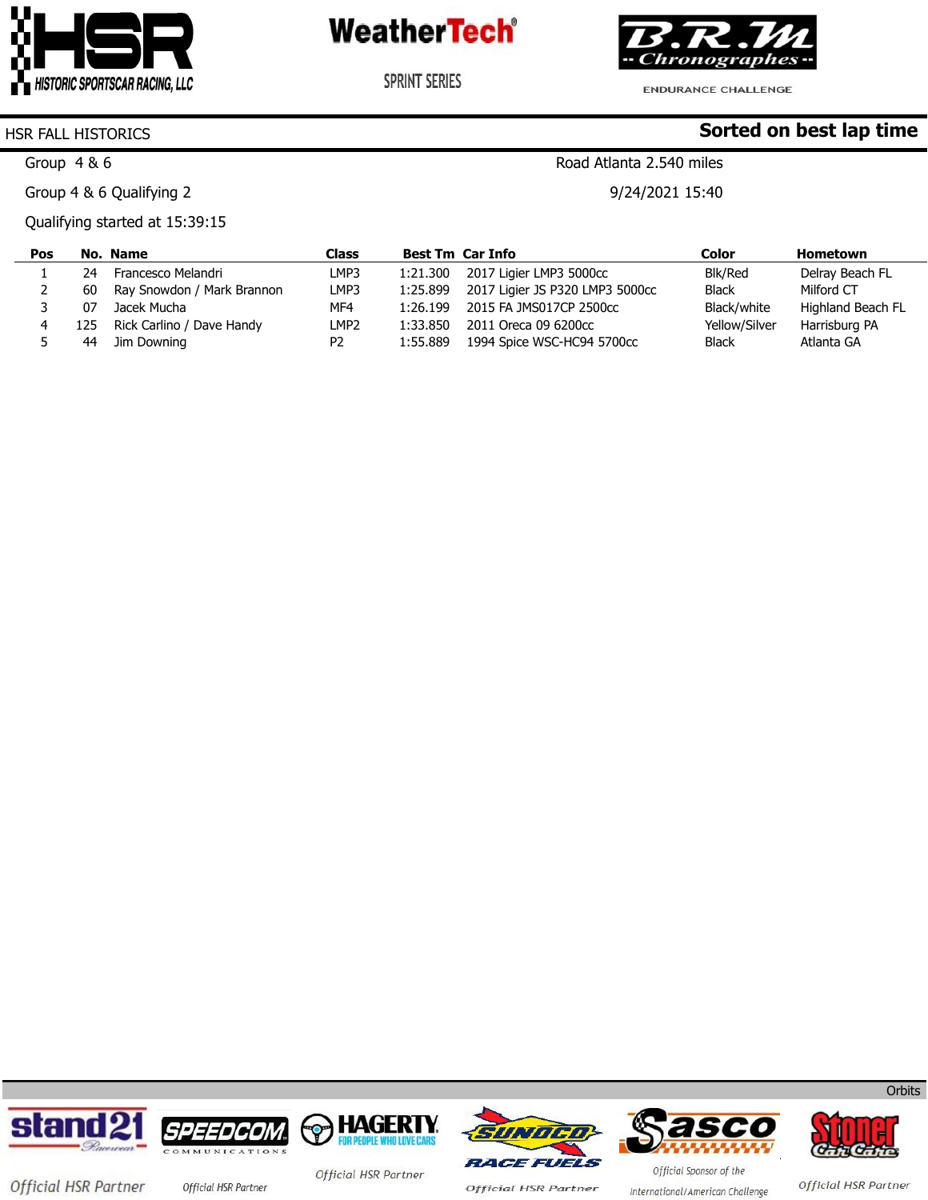HSR FALL HISTORICS

**Sorted on best lap time**

Group 4 & 6

Road Atlanta 2.540 miles

Group 4 & 6 Qualifying 2

9/24/2021 15:40

Qualifying started at 15:39:15

| Pos | No. | Name | Class | Best Tm | Car Info | Color | Hometown |
|---|---|---|---|---|---|---|---|
| 1 | 24 | Francesco Melandri | LMP3 | 1:21.300 | 2017 Ligier LMP3 5000cc | Blk/Red | Delray Beach FL |
| 2 | 60 | Ray Snowdon / Mark Brannon | LMP3 | 1:25.899 | 2017 Ligier JS P320 LMP3 5000cc | Black | Milford CT |
| 3 | 07 | Jacek Mucha | MF4 | 1:26.199 | 2015 FA JMS017CP 2500cc | Black/white | Highland Beach FL |
| 4 | 125 | Rick Carlino / Dave Handy | LMP2 | 1:33.850 | 2011 Oreca 09 6200cc | Yellow/Silver | Harrisburg PA |
| 5 | 44 | Jim Downing | P2 | 1:55.889 | 1994 Spice WSC-HC94 5700cc | Black | Atlanta GA |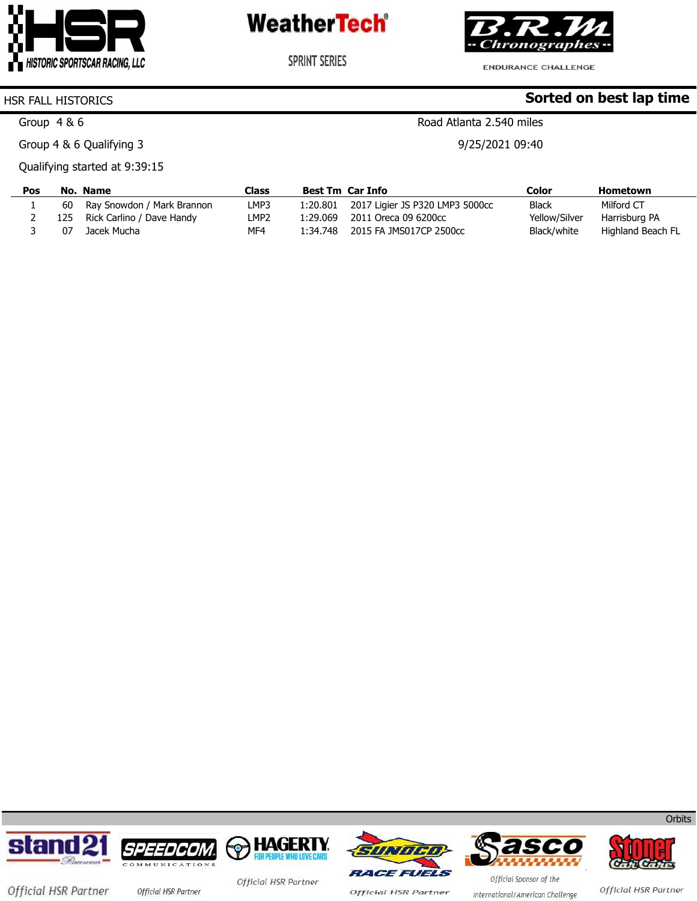HSR FALL HISTORICS

**Sorted on best lap time**

Group 4 & 6

Road Atlanta 2.540 miles

Group 4 & 6 Qualifying 3

9/25/2021 09:40

Qualifying started at 9:39:15

| Pos | No. | Name | Class | Best Tm | Car Info | Color | Hometown |
|---|---|---|---|---|---|---|---|
| 1 | 60 | Ray Snowdon / Mark Brannon | LMP3 | 1:20.801 | 2017 Ligier JS P320 LMP3 5000cc | Black | Milford CT |
| 2 | 125 | Rick Carlino / Dave Handy | LMP2 | 1:29.069 | 2011 Oreca 09 6200cc | Yellow/Silver | Harrisburg PA |
| 3 | 07 | Jacek Mucha | MF4 | 1:34.748 | 2015 FA JMS017CP 2500cc | Black/white | Highland Beach FL |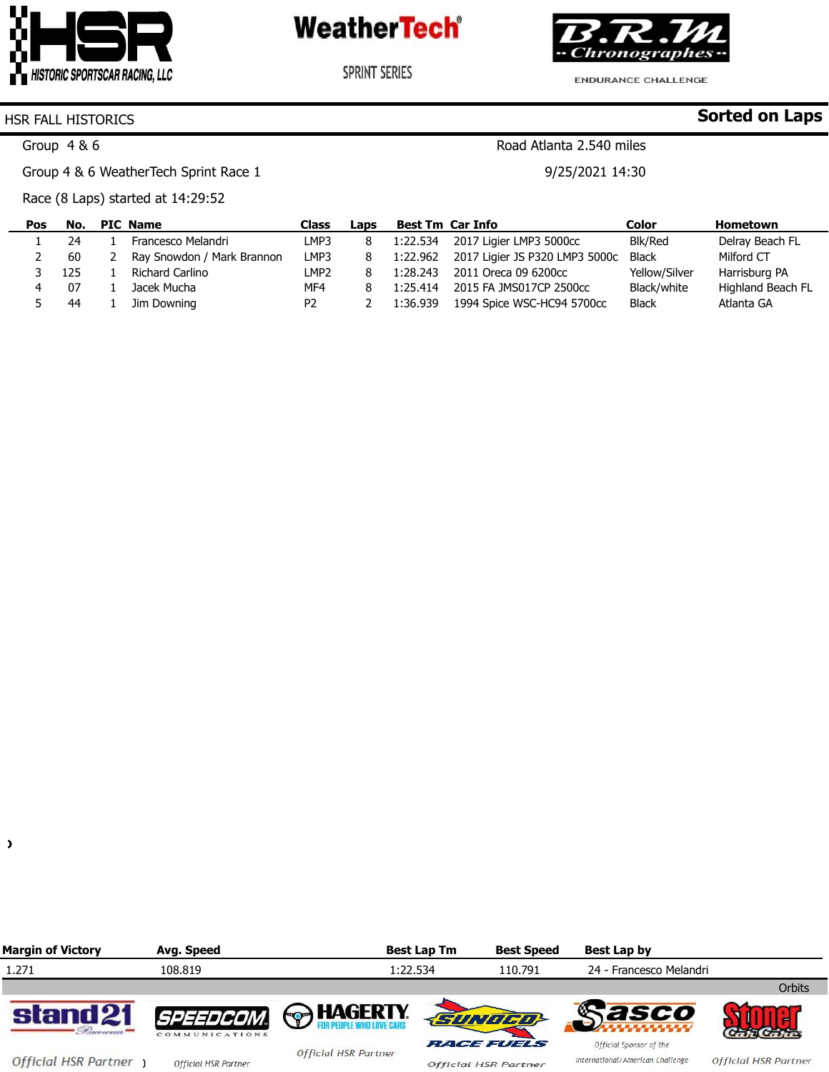HSR | WeatherTech SPRINT SERIES | B.R.M Chronographes ENDURANCE CHALLENGE

HSR FALL HISTORICS **Sorted on Laps**

Group 4 & 6 | Road Atlanta 2.540 miles

Group 4 & 6 WeatherTech Sprint Race 1 | 9/25/2021 14:30

Race (8 Laps) started at 14:29:52

| Pos | No. | PIC | Name | Class | Laps | Best Tm | Car Info | Color | Hometown |
|---|---|---|---|---|---|---|---|---|---|
| 1 | 24 | 1 | Francesco Melandri | LMP3 | 8 | 1:22.534 | 2017 Ligier LMP3 5000cc | Blk/Red | Delray Beach FL |
| 2 | 60 | 2 | Ray Snowdon / Mark Brannon | LMP3 | 8 | 1:22.962 | 2017 Ligier JS P320 LMP3 5000c | Black | Milford CT |
| 3 | 125 | 1 | Richard Carlino | LMP2 | 8 | 1:28.243 | 2011 Oreca 09 6200cc | Yellow/Silver | Harrisburg PA |
| 4 | 07 | 1 | Jacek Mucha | MF4 | 8 | 1:25.414 | 2015 FA JMS017CP 2500cc | Black/white | Highland Beach FL |
| 5 | 44 | 1 | Jim Downing | P2 | 2 | 1:36.939 | 1994 Spice WSC-HC94 5700cc | Black | Atlanta GA |

| Margin of Victory | Avg. Speed | Best Lap Tm | Best Speed | Best Lap by |
|---|---|---|---|---|
| 1.271 | 108.819 | 1:22.534 | 110.791 | 24 - Francesco Melandri |

Orbits

stand21 Racewear — Official HSR Partner | SPEEDCOM Communications — Official HSR Partner | HAGERTY For people who love cars — Official HSR Partner | SUNOCO Race Fuels — Official HSR Partner | Sasco — Official Sponsor of the International/American Challenge | Stoner Car Care — Official HSR Partner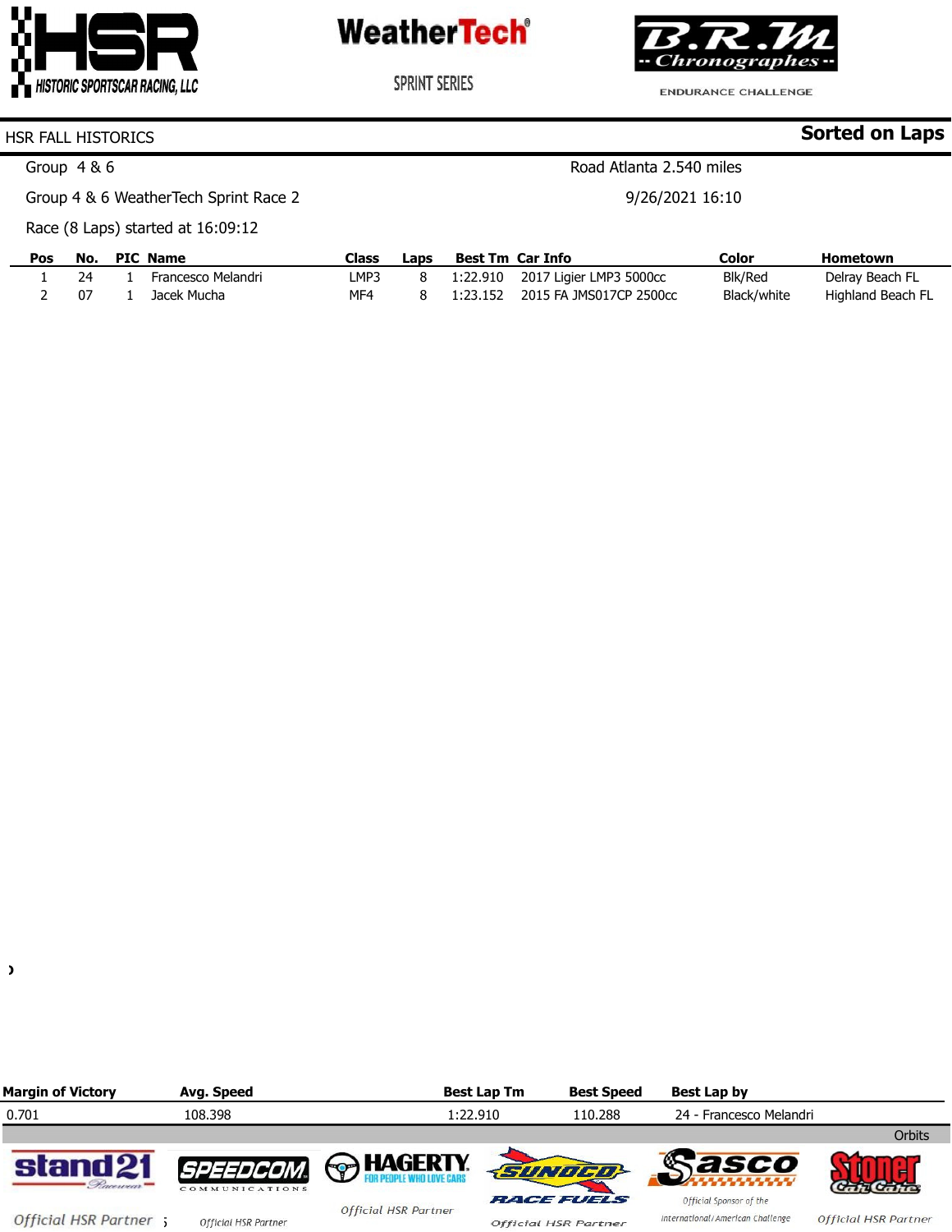HISTORIC SPORTSCAR RACING, LLC

WeatherTech SPRINT SERIES

B.R.M Chronographes ENDURANCE CHALLENGE

HSR FALL HISTORICS

**Sorted on Laps**

Group 4 & 6

Road Atlanta 2.540 miles

Group 4 & 6 WeatherTech Sprint Race 2

9/26/2021 16:10

Race (8 Laps) started at 16:09:12

| Pos | No. | PIC | Name | Class | Laps | Best Tm | Car Info | Color | Hometown |
|---|---|---|---|---|---|---|---|---|---|
| 1 | 24 | 1 | Francesco Melandri | LMP3 | 8 | 1:22.910 | 2017 Ligier LMP3 5000cc | Blk/Red | Delray Beach FL |
| 2 | 07 | 1 | Jacek Mucha | MF4 | 8 | 1:23.152 | 2015 FA JMS017CP 2500cc | Black/white | Highland Beach FL |

| Margin of Victory | Avg. Speed | Best Lap Tm | Best Speed | Best Lap by |
|---|---|---|---|---|
| 0.701 | 108.398 | 1:22.910 | 110.288 | 24 - Francesco Melandri |

Orbits

stand21 Racewear — Official HSR Partner
SPEEDCOM COMMUNICATIONS — Official HSR Partner
HAGERTY. FOR PEOPLE WHO LOVE CARS — Official HSR Partner
SUNOCO RACE FUELS — Official HSR Partner
Sasco — Official Sponsor of the International/American Challenge
Stoner Car Care — Official HSR Partner